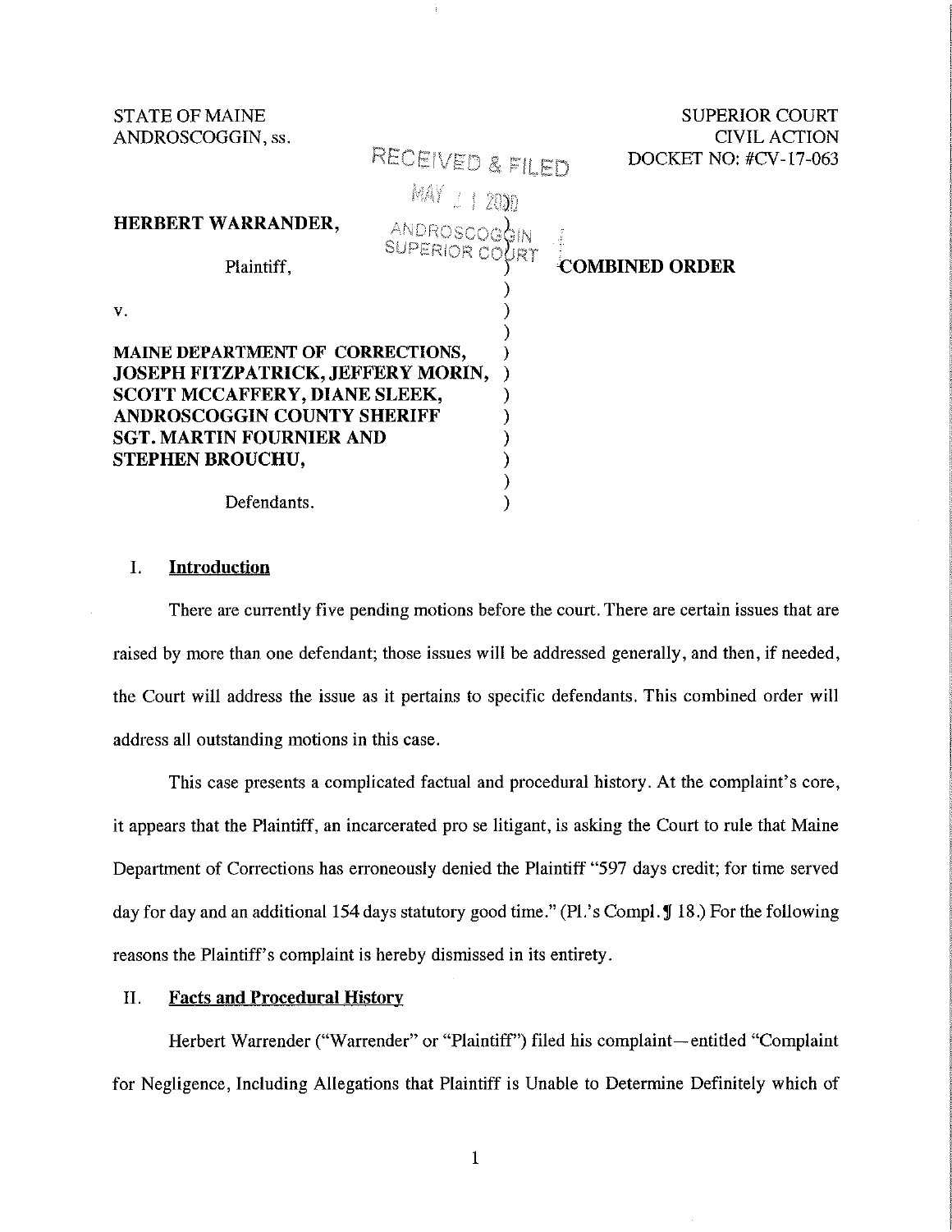STATE OF MAINE
ANDROSCOGGIN, ss.

SUPERIOR COURT
CIVIL ACTION
DOCKET NO: #CV-17-063

RECEIVED & FILED
MAY 1 1 2020
ANDROSCOGGIN
SUPERIOR COURT

**HERBERT WARRANDER,**

Plaintiff,

v.

**MAINE DEPARTMENT OF CORRECTIONS, JOSEPH FITZPATRICK, JEFFERY MORIN, SCOTT MCCAFFERY, DIANE SLEEK, ANDROSCOGGIN COUNTY SHERIFF SGT. MARTIN FOURNIER AND STEPHEN BROUCHU,**

Defendants.

**COMBINED ORDER**

## I. Introduction

There are currently five pending motions before the court. There are certain issues that are raised by more than one defendant; those issues will be addressed generally, and then, if needed, the Court will address the issue as it pertains to specific defendants. This combined order will address all outstanding motions in this case.

This case presents a complicated factual and procedural history. At the complaint's core, it appears that the Plaintiff, an incarcerated pro se litigant, is asking the Court to rule that Maine Department of Corrections has erroneously denied the Plaintiff "597 days credit; for time served day for day and an additional 154 days statutory good time." (Pl.'s Compl. ¶ 18.) For the following reasons the Plaintiff's complaint is hereby dismissed in its entirety.

## II. Facts and Procedural History

Herbert Warrender ("Warrender" or "Plaintiff") filed his complaint—entitled "Complaint for Negligence, Including Allegations that Plaintiff is Unable to Determine Definitely which of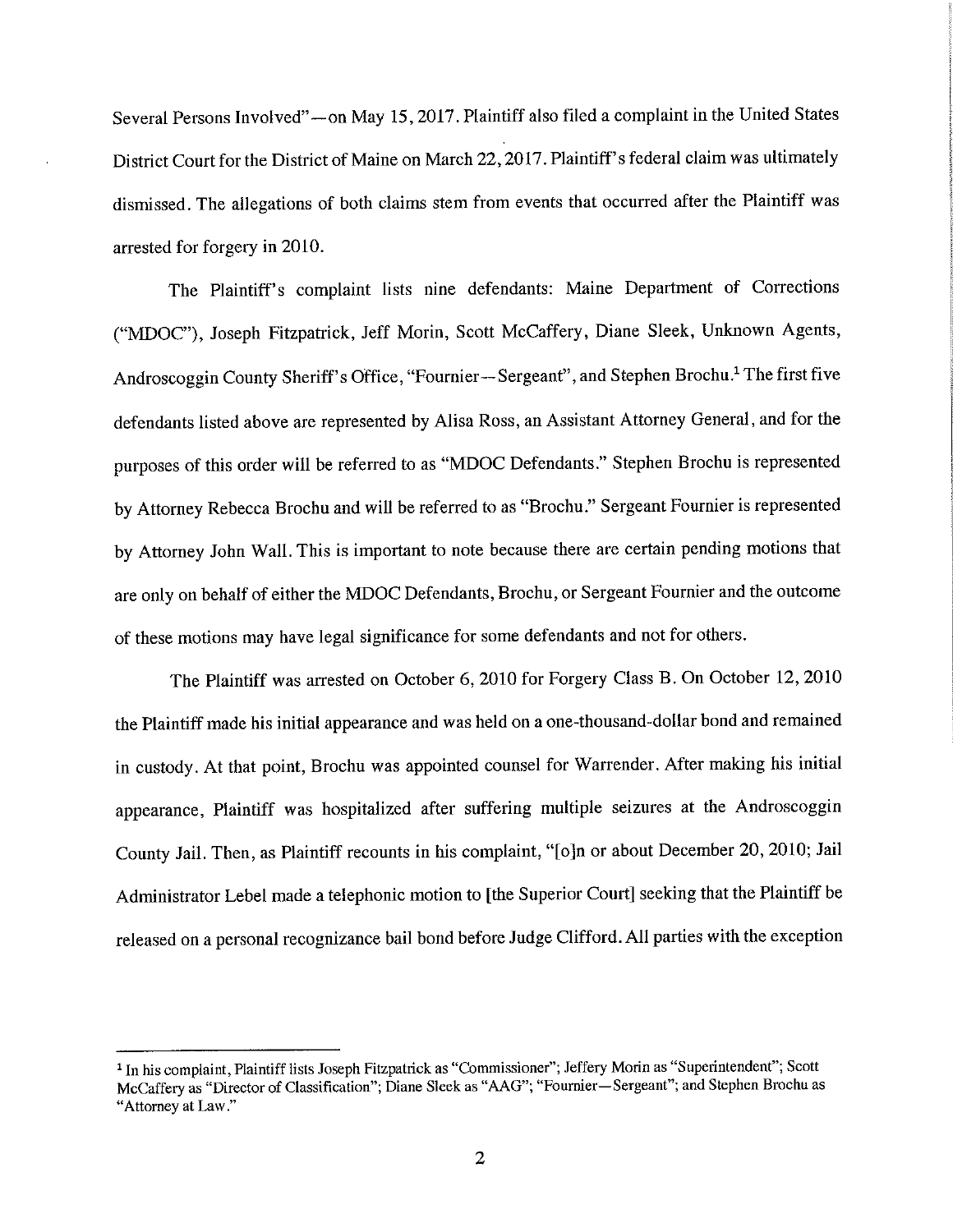Several Persons Involved"—on May 15, 2017. Plaintiff also filed a complaint in the United States District Court for the District of Maine on March 22, 2017. Plaintiff's federal claim was ultimately dismissed. The allegations of both claims stem from events that occurred after the Plaintiff was arrested for forgery in 2010.

The Plaintiff's complaint lists nine defendants: Maine Department of Corrections ("MDOC"), Joseph Fitzpatrick, Jeff Morin, Scott McCaffery, Diane Sleek, Unknown Agents, Androscoggin County Sheriff's Office, "Fournier—Sergeant", and Stephen Brochu.[1] The first five defendants listed above are represented by Alisa Ross, an Assistant Attorney General, and for the purposes of this order will be referred to as "MDOC Defendants." Stephen Brochu is represented by Attorney Rebecca Brochu and will be referred to as "Brochu." Sergeant Fournier is represented by Attorney John Wall. This is important to note because there are certain pending motions that are only on behalf of either the MDOC Defendants, Brochu, or Sergeant Fournier and the outcome of these motions may have legal significance for some defendants and not for others.

The Plaintiff was arrested on October 6, 2010 for Forgery Class B. On October 12, 2010 the Plaintiff made his initial appearance and was held on a one-thousand-dollar bond and remained in custody. At that point, Brochu was appointed counsel for Warrender. After making his initial appearance, Plaintiff was hospitalized after suffering multiple seizures at the Androscoggin County Jail. Then, as Plaintiff recounts in his complaint, "[o]n or about December 20, 2010; Jail Administrator Lebel made a telephonic motion to [the Superior Court] seeking that the Plaintiff be released on a personal recognizance bail bond before Judge Clifford. All parties with the exception

---

[1] In his complaint, Plaintiff lists Joseph Fitzpatrick as "Commissioner"; Jeffery Morin as "Superintendent"; Scott McCaffery as "Director of Classification"; Diane Sleek as "AAG"; "Fournier—Sergeant"; and Stephen Brochu as "Attorney at Law."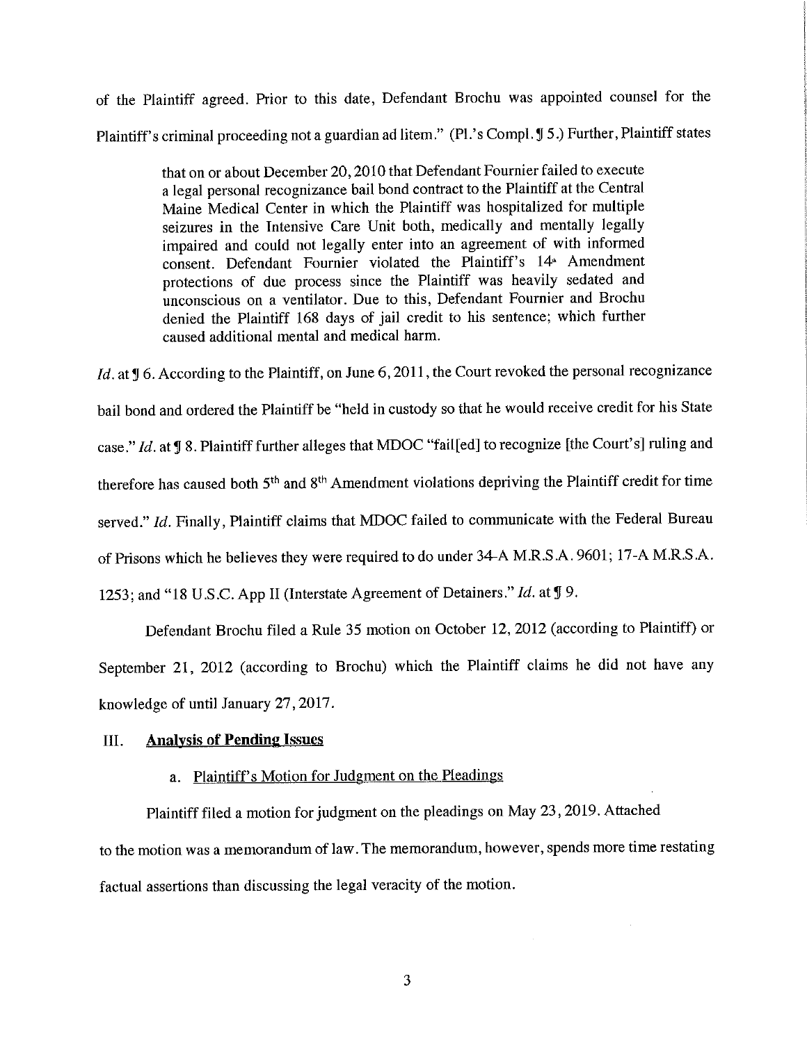of the Plaintiff agreed. Prior to this date, Defendant Brochu was appointed counsel for the Plaintiff's criminal proceeding not a guardian ad litem." (Pl.'s Compl. ¶ 5.) Further, Plaintiff states

> that on or about December 20, 2010 that Defendant Fournier failed to execute a legal personal recognizance bail bond contract to the Plaintiff at the Central Maine Medical Center in which the Plaintiff was hospitalized for multiple seizures in the Intensive Care Unit both, medically and mentally legally impaired and could not legally enter into an agreement of with informed consent. Defendant Fournier violated the Plaintiff's 14th Amendment protections of due process since the Plaintiff was heavily sedated and unconscious on a ventilator. Due to this, Defendant Fournier and Brochu denied the Plaintiff 168 days of jail credit to his sentence; which further caused additional mental and medical harm.

*Id.* at ¶ 6. According to the Plaintiff, on June 6, 2011, the Court revoked the personal recognizance bail bond and ordered the Plaintiff be "held in custody so that he would receive credit for his State case." *Id.* at ¶ 8. Plaintiff further alleges that MDOC "fail[ed] to recognize [the Court's] ruling and therefore has caused both 5th and 8th Amendment violations depriving the Plaintiff credit for time served." *Id.* Finally, Plaintiff claims that MDOC failed to communicate with the Federal Bureau of Prisons which he believes they were required to do under 34-A M.R.S.A. 9601; 17-A M.R.S.A. 1253; and "18 U.S.C. App II (Interstate Agreement of Detainers." *Id.* at ¶ 9.

Defendant Brochu filed a Rule 35 motion on October 12, 2012 (according to Plaintiff) or September 21, 2012 (according to Brochu) which the Plaintiff claims he did not have any knowledge of until January 27, 2017.

## III. **Analysis of Pending Issues**

### a. Plaintiff's Motion for Judgment on the Pleadings

Plaintiff filed a motion for judgment on the pleadings on May 23, 2019. Attached to the motion was a memorandum of law. The memorandum, however, spends more time restating factual assertions than discussing the legal veracity of the motion.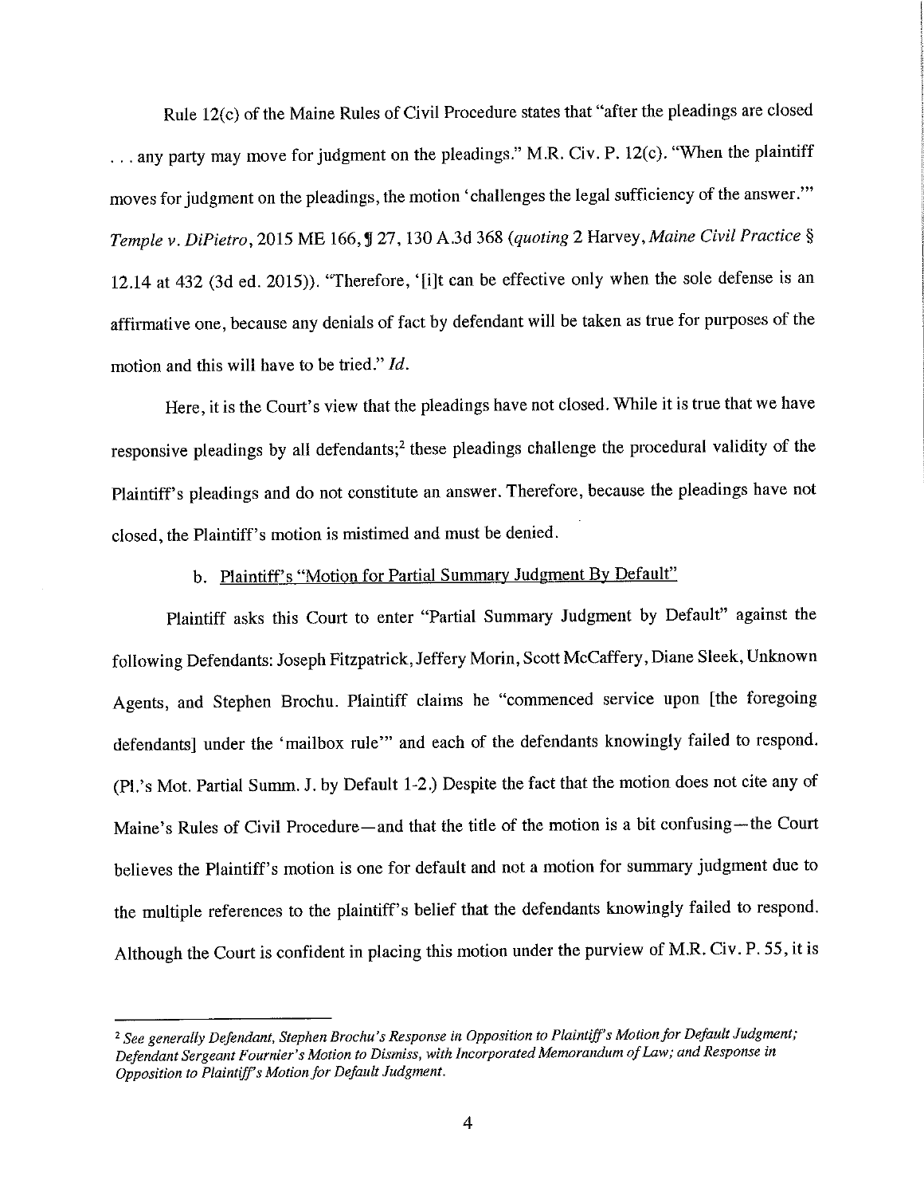Rule 12(c) of the Maine Rules of Civil Procedure states that "after the pleadings are closed . . . any party may move for judgment on the pleadings." M.R. Civ. P. 12(c). "When the plaintiff moves for judgment on the pleadings, the motion 'challenges the legal sufficiency of the answer.'" *Temple v. DiPietro*, 2015 ME 166, ¶ 27, 130 A.3d 368 (*quoting* 2 Harvey, *Maine Civil Practice* § 12.14 at 432 (3d ed. 2015)). "Therefore, '[i]t can be effective only when the sole defense is an affirmative one, because any denials of fact by defendant will be taken as true for purposes of the motion and this will have to be tried." *Id.*

Here, it is the Court's view that the pleadings have not closed. While it is true that we have responsive pleadings by all defendants;[2] these pleadings challenge the procedural validity of the Plaintiff's pleadings and do not constitute an answer. Therefore, because the pleadings have not closed, the Plaintiff's motion is mistimed and must be denied.

b. Plaintiff's "Motion for Partial Summary Judgment By Default"

Plaintiff asks this Court to enter "Partial Summary Judgment by Default" against the following Defendants: Joseph Fitzpatrick, Jeffery Morin, Scott McCaffery, Diane Sleek, Unknown Agents, and Stephen Brochu. Plaintiff claims he "commenced service upon [the foregoing defendants] under the 'mailbox rule'" and each of the defendants knowingly failed to respond. (Pl.'s Mot. Partial Summ. J. by Default 1-2.) Despite the fact that the motion does not cite any of Maine's Rules of Civil Procedure—and that the title of the motion is a bit confusing—the Court believes the Plaintiff's motion is one for default and not a motion for summary judgment due to the multiple references to the plaintiff's belief that the defendants knowingly failed to respond. Although the Court is confident in placing this motion under the purview of M.R. Civ. P. 55, it is

---

[2] *See generally Defendant, Stephen Brochu's Response in Opposition to Plaintiff's Motion for Default Judgment; Defendant Sergeant Fournier's Motion to Dismiss, with Incorporated Memorandum of Law; and Response in Opposition to Plaintiff's Motion for Default Judgment.*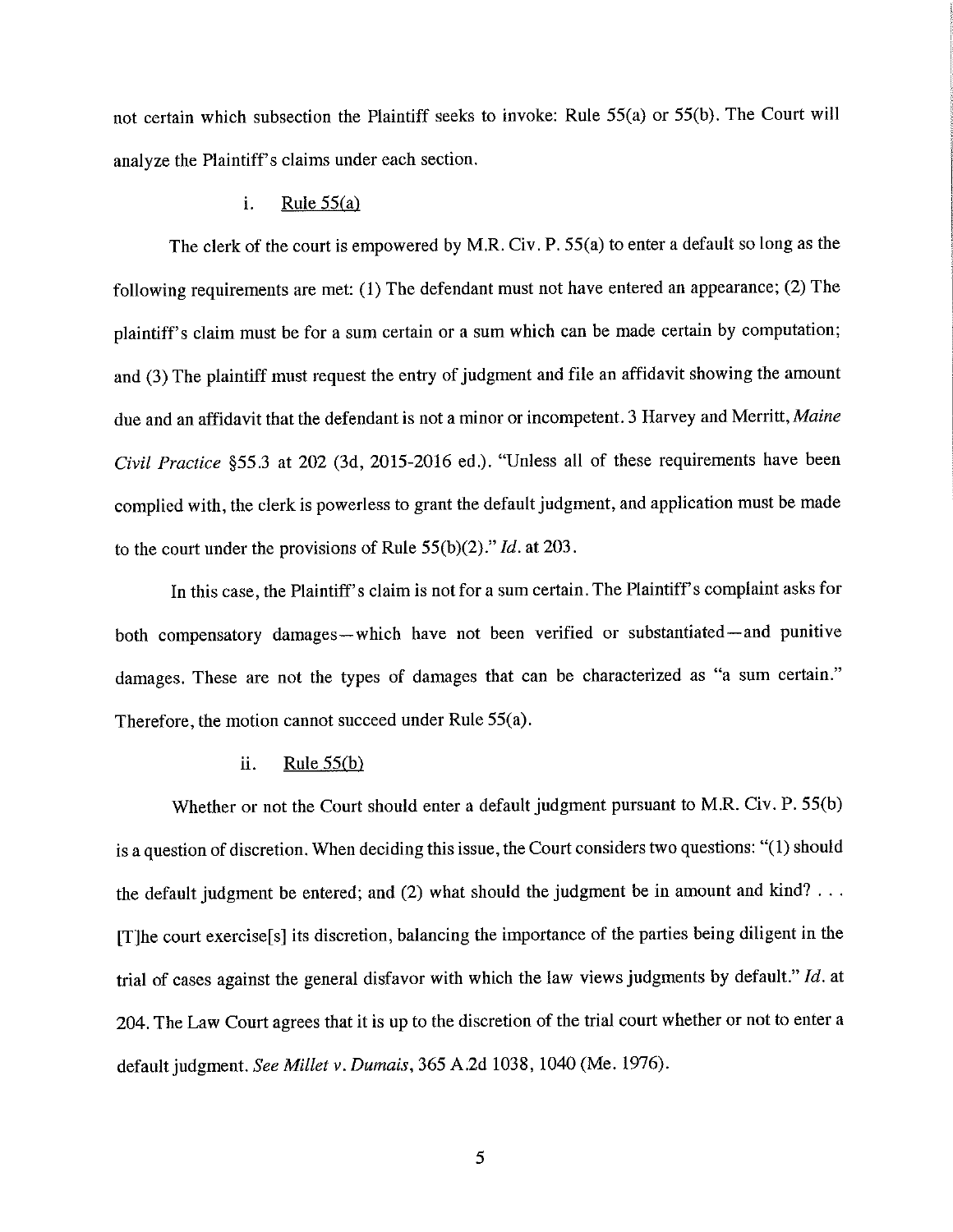not certain which subsection the Plaintiff seeks to invoke: Rule 55(a) or 55(b). The Court will analyze the Plaintiff's claims under each section.

i. Rule 55(a)

The clerk of the court is empowered by M.R. Civ. P. 55(a) to enter a default so long as the following requirements are met: (1) The defendant must not have entered an appearance; (2) The plaintiff's claim must be for a sum certain or a sum which can be made certain by computation; and (3) The plaintiff must request the entry of judgment and file an affidavit showing the amount due and an affidavit that the defendant is not a minor or incompetent. 3 Harvey and Merritt, *Maine Civil Practice* §55.3 at 202 (3d, 2015-2016 ed.). "Unless all of these requirements have been complied with, the clerk is powerless to grant the default judgment, and application must be made to the court under the provisions of Rule 55(b)(2)." *Id.* at 203.

In this case, the Plaintiff's claim is not for a sum certain. The Plaintiff's complaint asks for both compensatory damages—which have not been verified or substantiated—and punitive damages. These are not the types of damages that can be characterized as "a sum certain." Therefore, the motion cannot succeed under Rule 55(a).

ii. Rule 55(b)

Whether or not the Court should enter a default judgment pursuant to M.R. Civ. P. 55(b) is a question of discretion. When deciding this issue, the Court considers two questions: "(1) should the default judgment be entered; and (2) what should the judgment be in amount and kind? . . . [T]he court exercise[s] its discretion, balancing the importance of the parties being diligent in the trial of cases against the general disfavor with which the law views judgments by default." *Id.* at 204. The Law Court agrees that it is up to the discretion of the trial court whether or not to enter a default judgment. *See Millet v. Dumais*, 365 A.2d 1038, 1040 (Me. 1976).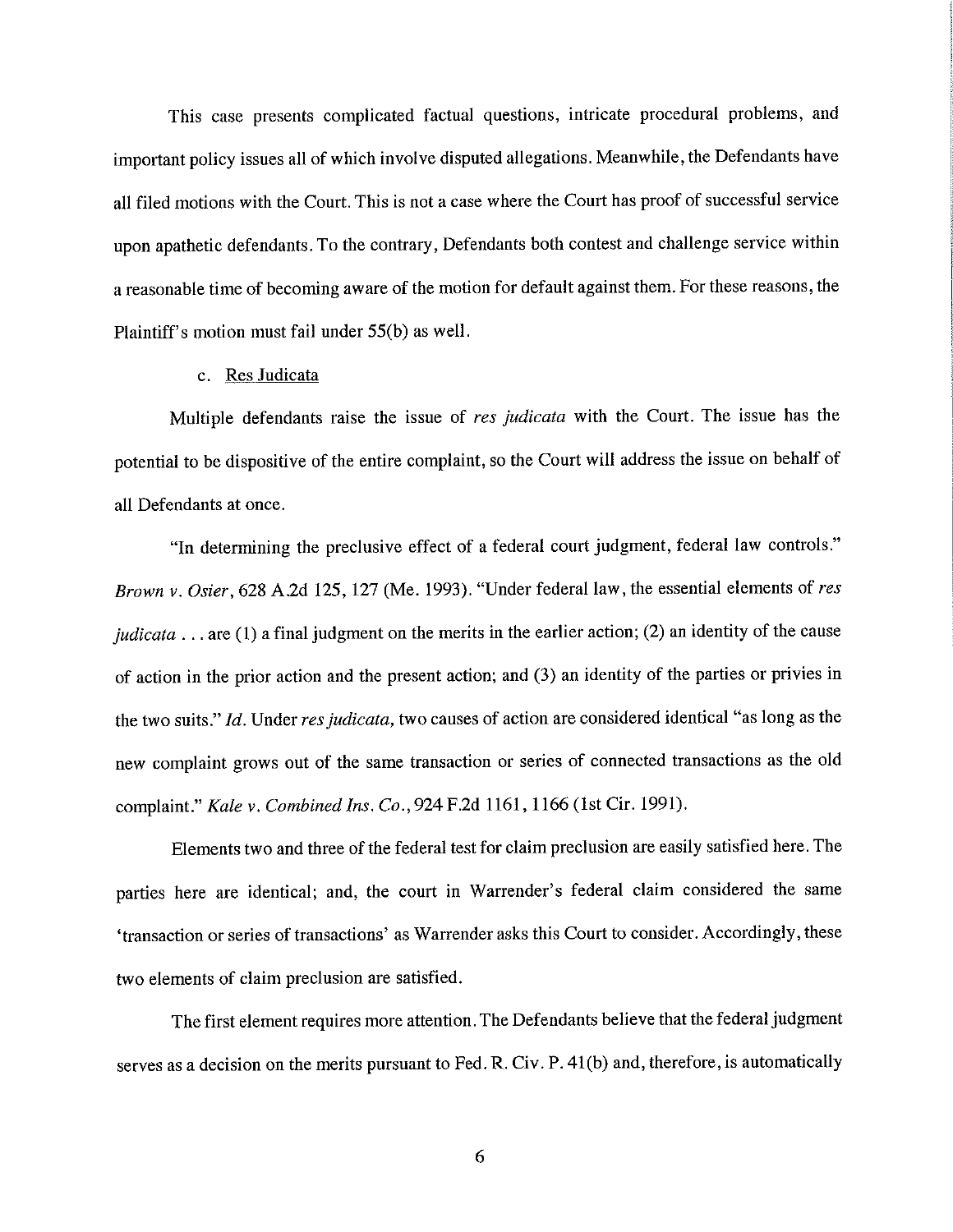This case presents complicated factual questions, intricate procedural problems, and important policy issues all of which involve disputed allegations. Meanwhile, the Defendants have all filed motions with the Court. This is not a case where the Court has proof of successful service upon apathetic defendants. To the contrary, Defendants both contest and challenge service within a reasonable time of becoming aware of the motion for default against them. For these reasons, the Plaintiff's motion must fail under 55(b) as well.

c. Res Judicata

Multiple defendants raise the issue of *res judicata* with the Court. The issue has the potential to be dispositive of the entire complaint, so the Court will address the issue on behalf of all Defendants at once.

"In determining the preclusive effect of a federal court judgment, federal law controls." *Brown v. Osier*, 628 A.2d 125, 127 (Me. 1993). "Under federal law, the essential elements of *res judicata* . . . are (1) a final judgment on the merits in the earlier action; (2) an identity of the cause of action in the prior action and the present action; and (3) an identity of the parties or privies in the two suits." *Id.* Under *res judicata*, two causes of action are considered identical "as long as the new complaint grows out of the same transaction or series of connected transactions as the old complaint." *Kale v. Combined Ins. Co.*, 924 F.2d 1161, 1166 (1st Cir. 1991).

Elements two and three of the federal test for claim preclusion are easily satisfied here. The parties here are identical; and, the court in Warrender's federal claim considered the same 'transaction or series of transactions' as Warrender asks this Court to consider. Accordingly, these two elements of claim preclusion are satisfied.

The first element requires more attention. The Defendants believe that the federal judgment serves as a decision on the merits pursuant to Fed. R. Civ. P. 41(b) and, therefore, is automatically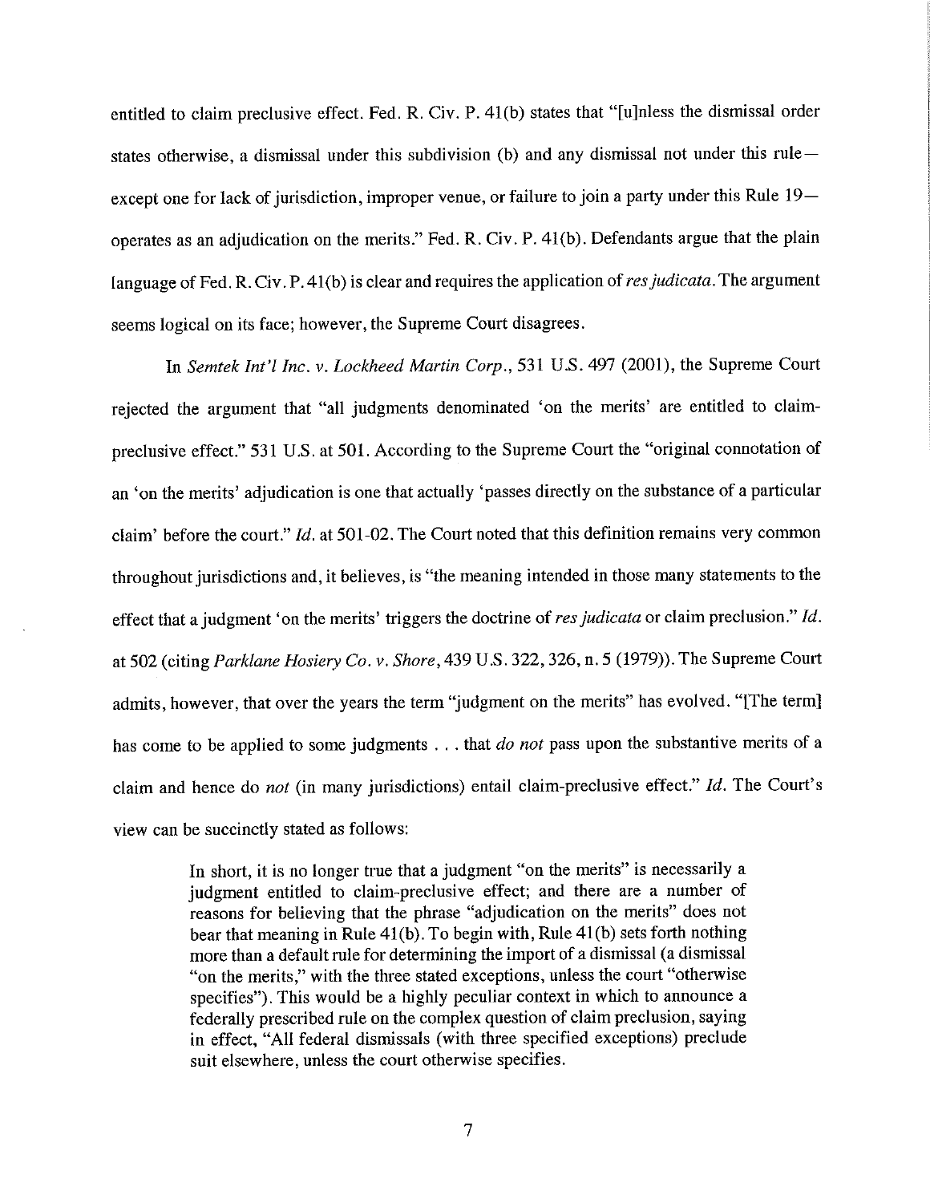entitled to claim preclusive effect. Fed. R. Civ. P. 41(b) states that "[u]nless the dismissal order states otherwise, a dismissal under this subdivision (b) and any dismissal not under this rule—except one for lack of jurisdiction, improper venue, or failure to join a party under this Rule 19—operates as an adjudication on the merits." Fed. R. Civ. P. 41(b). Defendants argue that the plain language of Fed. R. Civ. P. 41(b) is clear and requires the application of *res judicata*. The argument seems logical on its face; however, the Supreme Court disagrees.

In *Semtek Int'l Inc. v. Lockheed Martin Corp.*, 531 U.S. 497 (2001), the Supreme Court rejected the argument that "all judgments denominated 'on the merits' are entitled to claim-preclusive effect." 531 U.S. at 501. According to the Supreme Court the "original connotation of an 'on the merits' adjudication is one that actually 'passes directly on the substance of a particular claim' before the court." *Id.* at 501-02. The Court noted that this definition remains very common throughout jurisdictions and, it believes, is "the meaning intended in those many statements to the effect that a judgment 'on the merits' triggers the doctrine of *res judicata* or claim preclusion." *Id.* at 502 (citing *Parklane Hosiery Co. v. Shore*, 439 U.S. 322, 326, n. 5 (1979)). The Supreme Court admits, however, that over the years the term "judgment on the merits" has evolved. "[The term] has come to be applied to some judgments . . . that *do not* pass upon the substantive merits of a claim and hence do *not* (in many jurisdictions) entail claim-preclusive effect." *Id.* The Court's view can be succinctly stated as follows:

> In short, it is no longer true that a judgment "on the merits" is necessarily a judgment entitled to claim-preclusive effect; and there are a number of reasons for believing that the phrase "adjudication on the merits" does not bear that meaning in Rule 41(b). To begin with, Rule 41(b) sets forth nothing more than a default rule for determining the import of a dismissal (a dismissal "on the merits," with the three stated exceptions, unless the court "otherwise specifies"). This would be a highly peculiar context in which to announce a federally prescribed rule on the complex question of claim preclusion, saying in effect, "All federal dismissals (with three specified exceptions) preclude suit elsewhere, unless the court otherwise specifies.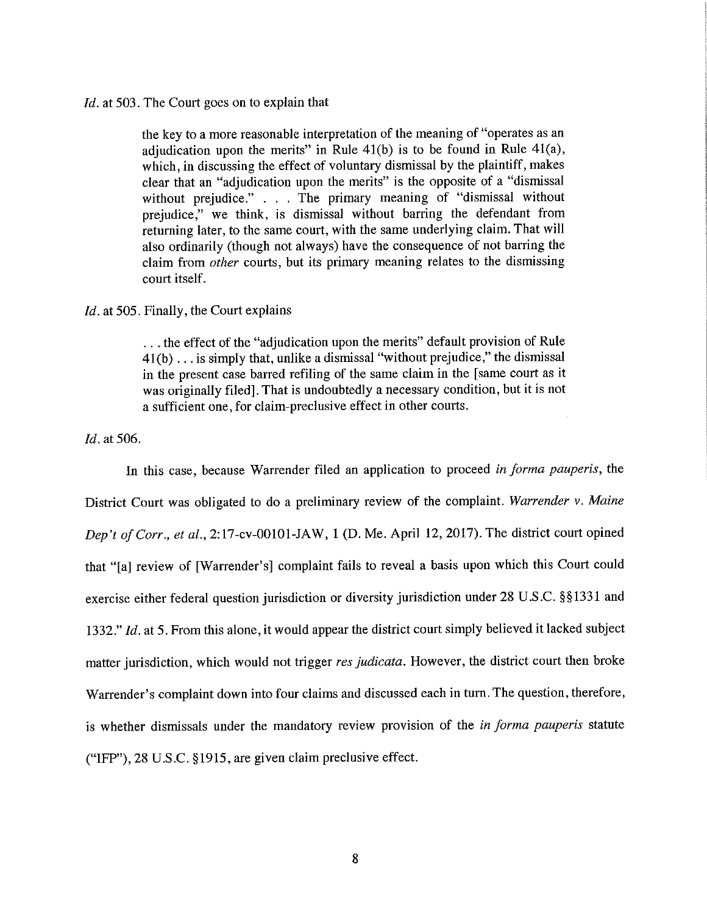*Id.* at 503. The Court goes on to explain that

> the key to a more reasonable interpretation of the meaning of "operates as an adjudication upon the merits" in Rule 41(b) is to be found in Rule 41(a), which, in discussing the effect of voluntary dismissal by the plaintiff, makes clear that an "adjudication upon the merits" is the opposite of a "dismissal without prejudice." . . . The primary meaning of "dismissal without prejudice," we think, is dismissal without barring the defendant from returning later, to the same court, with the same underlying claim. That will also ordinarily (though not always) have the consequence of not barring the claim from *other* courts, but its primary meaning relates to the dismissing court itself.

*Id.* at 505. Finally, the Court explains

> . . . the effect of the "adjudication upon the merits" default provision of Rule 41(b) . . . is simply that, unlike a dismissal "without prejudice," the dismissal in the present case barred refiling of the same claim in the [same court as it was originally filed]. That is undoubtedly a necessary condition, but it is not a sufficient one, for claim-preclusive effect in other courts.

*Id.* at 506.

In this case, because Warrender filed an application to proceed *in forma pauperis*, the District Court was obligated to do a preliminary review of the complaint. *Warrender v. Maine Dep't of Corr., et al.*, 2:17-cv-00101-JAW, 1 (D. Me. April 12, 2017). The district court opined that "[a] review of [Warrender's] complaint fails to reveal a basis upon which this Court could exercise either federal question jurisdiction or diversity jurisdiction under 28 U.S.C. §§1331 and 1332." *Id.* at 5. From this alone, it would appear the district court simply believed it lacked subject matter jurisdiction, which would not trigger *res judicata*. However, the district court then broke Warrender's complaint down into four claims and discussed each in turn. The question, therefore, is whether dismissals under the mandatory review provision of the *in forma pauperis* statute ("IFP"), 28 U.S.C. §1915, are given claim preclusive effect.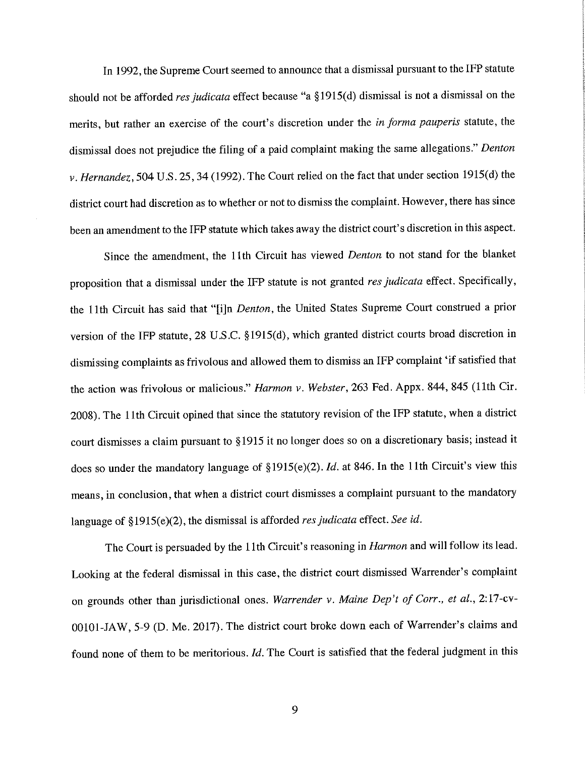In 1992, the Supreme Court seemed to announce that a dismissal pursuant to the IFP statute should not be afforded *res judicata* effect because "a §1915(d) dismissal is not a dismissal on the merits, but rather an exercise of the court's discretion under the *in forma pauperis* statute, the dismissal does not prejudice the filing of a paid complaint making the same allegations." *Denton v. Hernandez*, 504 U.S. 25, 34 (1992). The Court relied on the fact that under section 1915(d) the district court had discretion as to whether or not to dismiss the complaint. However, there has since been an amendment to the IFP statute which takes away the district court's discretion in this aspect.

Since the amendment, the 11th Circuit has viewed *Denton* to not stand for the blanket proposition that a dismissal under the IFP statute is not granted *res judicata* effect. Specifically, the 11th Circuit has said that "[i]n *Denton*, the United States Supreme Court construed a prior version of the IFP statute, 28 U.S.C. §1915(d), which granted district courts broad discretion in dismissing complaints as frivolous and allowed them to dismiss an IFP complaint 'if satisfied that the action was frivolous or malicious." *Harmon v. Webster*, 263 Fed. Appx. 844, 845 (11th Cir. 2008). The 11th Circuit opined that since the statutory revision of the IFP statute, when a district court dismisses a claim pursuant to §1915 it no longer does so on a discretionary basis; instead it does so under the mandatory language of §1915(e)(2). *Id.* at 846. In the 11th Circuit's view this means, in conclusion, that when a district court dismisses a complaint pursuant to the mandatory language of §1915(e)(2), the dismissal is afforded *res judicata* effect. *See id.*

The Court is persuaded by the 11th Circuit's reasoning in *Harmon* and will follow its lead. Looking at the federal dismissal in this case, the district court dismissed Warrender's complaint on grounds other than jurisdictional ones. *Warrender v. Maine Dep't of Corr., et al.*, 2:17-cv-00101-JAW, 5-9 (D. Me. 2017). The district court broke down each of Warrender's claims and found none of them to be meritorious. *Id.* The Court is satisfied that the federal judgment in this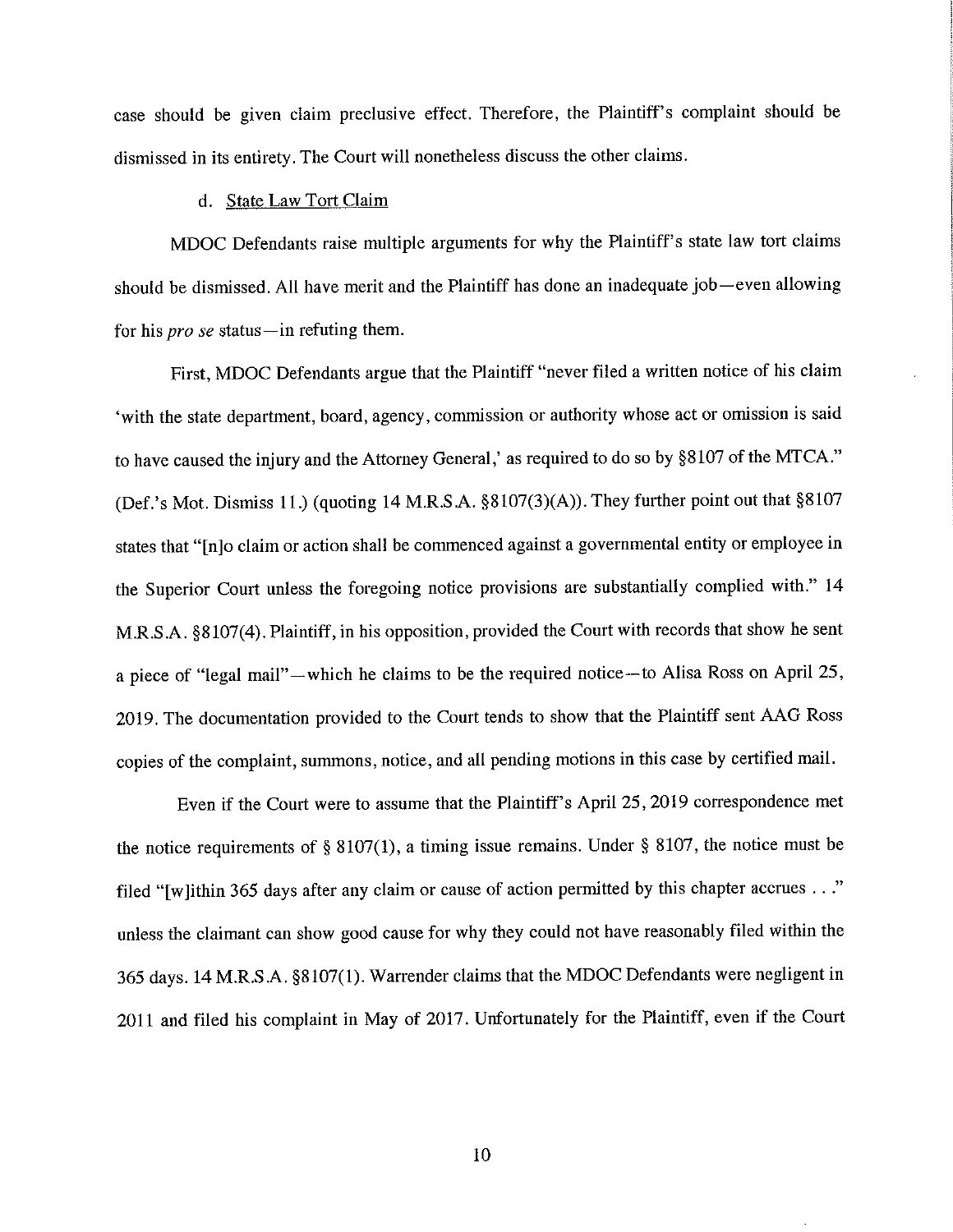case should be given claim preclusive effect. Therefore, the Plaintiff's complaint should be dismissed in its entirety. The Court will nonetheless discuss the other claims.

d. State Law Tort Claim

MDOC Defendants raise multiple arguments for why the Plaintiff's state law tort claims should be dismissed. All have merit and the Plaintiff has done an inadequate job—even allowing for his *pro se* status—in refuting them.

First, MDOC Defendants argue that the Plaintiff "never filed a written notice of his claim 'with the state department, board, agency, commission or authority whose act or omission is said to have caused the injury and the Attorney General,' as required to do so by §8107 of the MTCA." (Def.'s Mot. Dismiss 11.) (quoting 14 M.R.S.A. §8107(3)(A)). They further point out that §8107 states that "[n]o claim or action shall be commenced against a governmental entity or employee in the Superior Court unless the foregoing notice provisions are substantially complied with." 14 M.R.S.A. §8107(4). Plaintiff, in his opposition, provided the Court with records that show he sent a piece of "legal mail"—which he claims to be the required notice—to Alisa Ross on April 25, 2019. The documentation provided to the Court tends to show that the Plaintiff sent AAG Ross copies of the complaint, summons, notice, and all pending motions in this case by certified mail.

Even if the Court were to assume that the Plaintiff's April 25, 2019 correspondence met the notice requirements of § 8107(1), a timing issue remains. Under § 8107, the notice must be filed "[w]ithin 365 days after any claim or cause of action permitted by this chapter accrues . . ." unless the claimant can show good cause for why they could not have reasonably filed within the 365 days. 14 M.R.S.A. §8107(1). Warrender claims that the MDOC Defendants were negligent in 2011 and filed his complaint in May of 2017. Unfortunately for the Plaintiff, even if the Court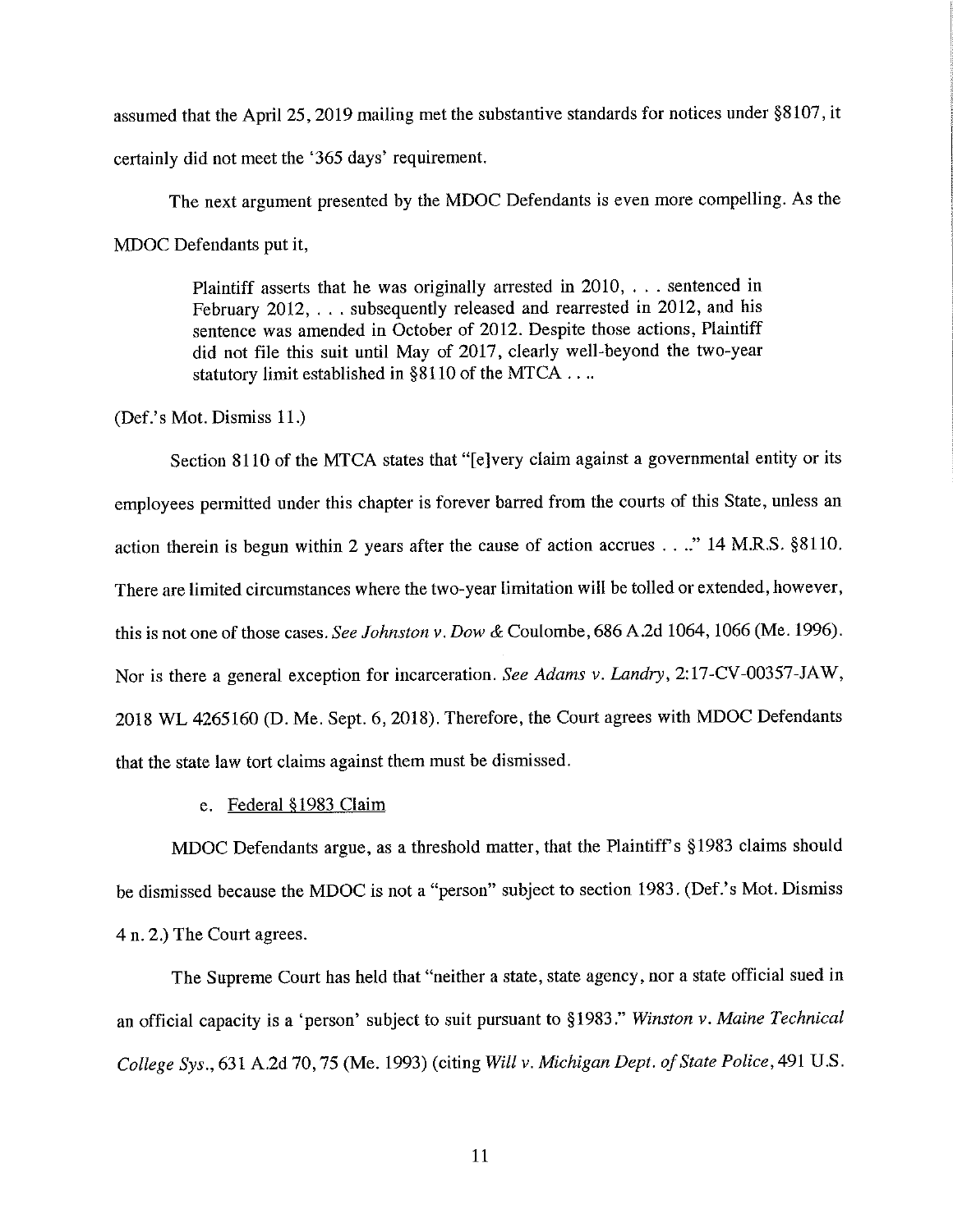assumed that the April 25, 2019 mailing met the substantive standards for notices under §8107, it certainly did not meet the '365 days' requirement.

The next argument presented by the MDOC Defendants is even more compelling. As the MDOC Defendants put it,

> Plaintiff asserts that he was originally arrested in 2010, . . . sentenced in February 2012, . . . subsequently released and rearrested in 2012, and his sentence was amended in October of 2012. Despite those actions, Plaintiff did not file this suit until May of 2017, clearly well-beyond the two-year statutory limit established in §8110 of the MTCA . . ..

(Def.'s Mot. Dismiss 11.)

Section 8110 of the MTCA states that "[e]very claim against a governmental entity or its employees permitted under this chapter is forever barred from the courts of this State, unless an action therein is begun within 2 years after the cause of action accrues . . .." 14 M.R.S. §8110. There are limited circumstances where the two-year limitation will be tolled or extended, however, this is not one of those cases. *See Johnston v. Dow &* Coulombe, 686 A.2d 1064, 1066 (Me. 1996). Nor is there a general exception for incarceration. *See Adams v. Landry*, 2:17-CV-00357-JAW, 2018 WL 4265160 (D. Me. Sept. 6, 2018). Therefore, the Court agrees with MDOC Defendants that the state law tort claims against them must be dismissed.

e. Federal §1983 Claim

MDOC Defendants argue, as a threshold matter, that the Plaintiff's §1983 claims should be dismissed because the MDOC is not a "person" subject to section 1983. (Def.'s Mot. Dismiss 4 n. 2.) The Court agrees.

The Supreme Court has held that "neither a state, state agency, nor a state official sued in an official capacity is a 'person' subject to suit pursuant to §1983." *Winston v. Maine Technical College Sys.*, 631 A.2d 70, 75 (Me. 1993) (citing *Will v. Michigan Dept. of State Police*, 491 U.S.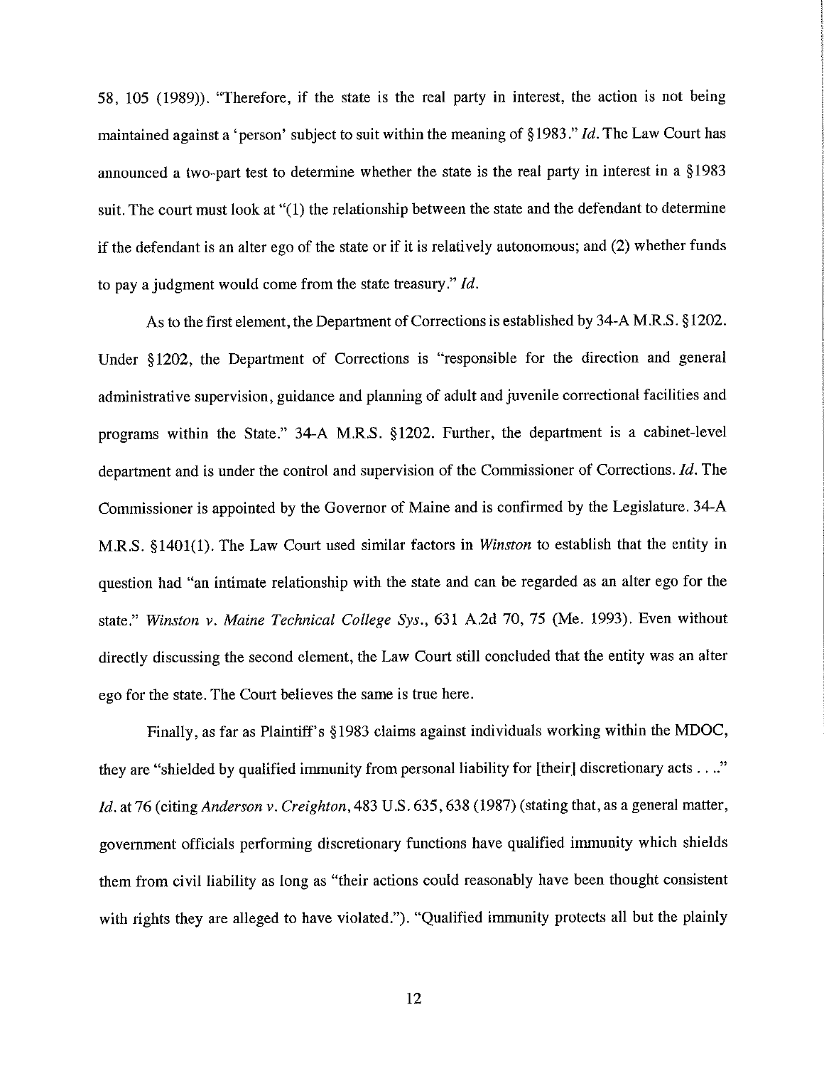58, 105 (1989)). "Therefore, if the state is the real party in interest, the action is not being maintained against a 'person' subject to suit within the meaning of §1983." *Id.* The Law Court has announced a two-part test to determine whether the state is the real party in interest in a §1983 suit. The court must look at "(1) the relationship between the state and the defendant to determine if the defendant is an alter ego of the state or if it is relatively autonomous; and (2) whether funds to pay a judgment would come from the state treasury." *Id.*

As to the first element, the Department of Corrections is established by 34-A M.R.S. §1202. Under §1202, the Department of Corrections is "responsible for the direction and general administrative supervision, guidance and planning of adult and juvenile correctional facilities and programs within the State." 34-A M.R.S. §1202. Further, the department is a cabinet-level department and is under the control and supervision of the Commissioner of Corrections. *Id.* The Commissioner is appointed by the Governor of Maine and is confirmed by the Legislature. 34-A M.R.S. §1401(1). The Law Court used similar factors in *Winston* to establish that the entity in question had "an intimate relationship with the state and can be regarded as an alter ego for the state." *Winston v. Maine Technical College Sys.*, 631 A.2d 70, 75 (Me. 1993). Even without directly discussing the second element, the Law Court still concluded that the entity was an alter ego for the state. The Court believes the same is true here.

Finally, as far as Plaintiff's §1983 claims against individuals working within the MDOC, they are "shielded by qualified immunity from personal liability for [their] discretionary acts . . .." *Id.* at 76 (citing *Anderson v. Creighton*, 483 U.S. 635, 638 (1987) (stating that, as a general matter, government officials performing discretionary functions have qualified immunity which shields them from civil liability as long as "their actions could reasonably have been thought consistent with rights they are alleged to have violated."). "Qualified immunity protects all but the plainly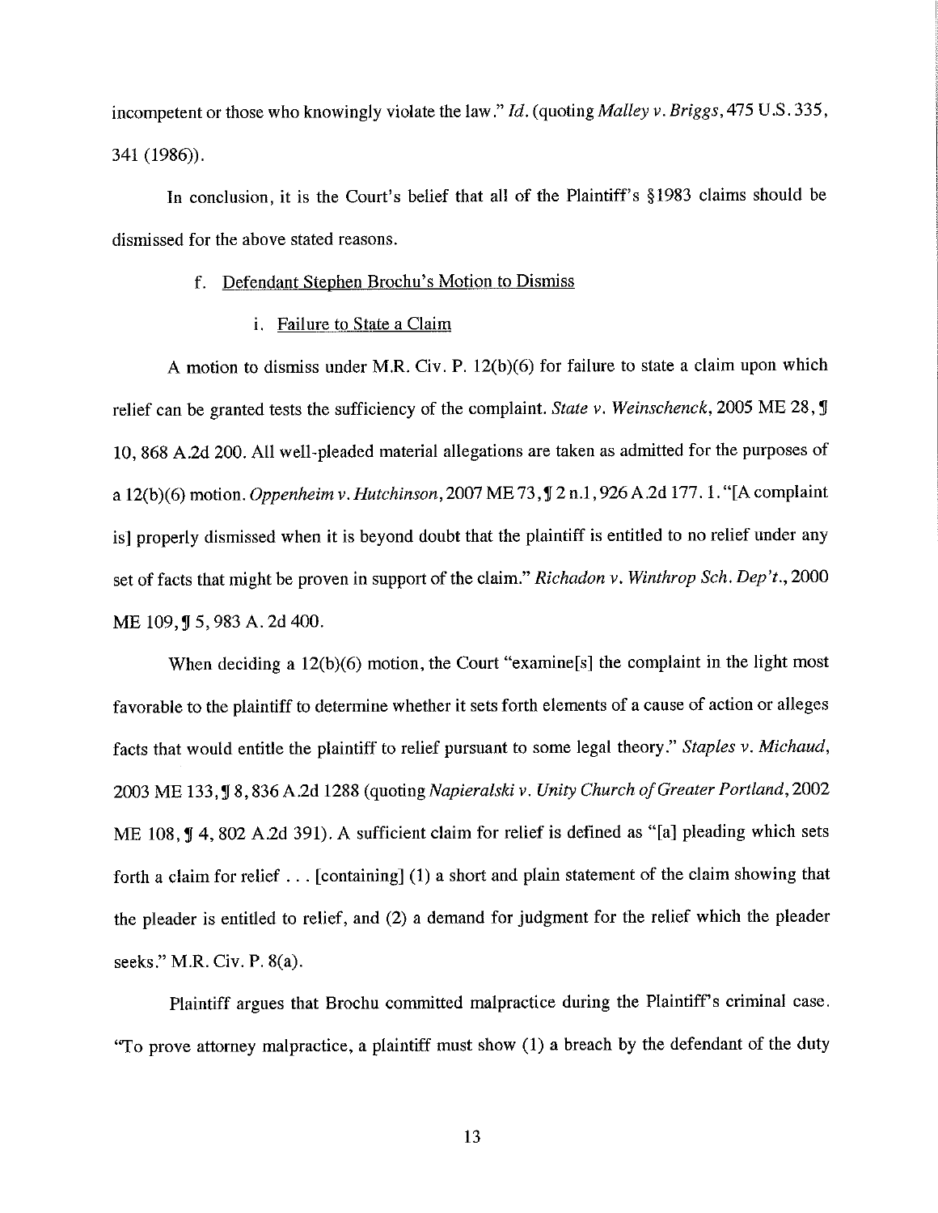incompetent or those who knowingly violate the law." *Id.* (quoting *Malley v. Briggs*, 475 U.S. 335, 341 (1986)).

In conclusion, it is the Court's belief that all of the Plaintiff's §1983 claims should be dismissed for the above stated reasons.

f. Defendant Stephen Brochu's Motion to Dismiss

i. Failure to State a Claim

A motion to dismiss under M.R. Civ. P. 12(b)(6) for failure to state a claim upon which relief can be granted tests the sufficiency of the complaint. *State v. Weinschenck*, 2005 ME 28, ¶ 10, 868 A.2d 200. All well-pleaded material allegations are taken as admitted for the purposes of a 12(b)(6) motion. *Oppenheim v. Hutchinson*, 2007 ME 73, ¶ 2 n.1, 926 A.2d 177. 1. "[A complaint is] properly dismissed when it is beyond doubt that the plaintiff is entitled to no relief under any set of facts that might be proven in support of the claim." *Richadon v. Winthrop Sch. Dep't.*, 2000 ME 109, ¶ 5, 983 A. 2d 400.

When deciding a 12(b)(6) motion, the Court "examine[s] the complaint in the light most favorable to the plaintiff to determine whether it sets forth elements of a cause of action or alleges facts that would entitle the plaintiff to relief pursuant to some legal theory." *Staples v. Michaud*, 2003 ME 133, ¶ 8, 836 A.2d 1288 (quoting *Napieralski v. Unity Church of Greater Portland*, 2002 ME 108, ¶ 4, 802 A.2d 391). A sufficient claim for relief is defined as "[a] pleading which sets forth a claim for relief . . . [containing] (1) a short and plain statement of the claim showing that the pleader is entitled to relief, and (2) a demand for judgment for the relief which the pleader seeks." M.R. Civ. P. 8(a).

Plaintiff argues that Brochu committed malpractice during the Plaintiff's criminal case. "To prove attorney malpractice, a plaintiff must show (1) a breach by the defendant of the duty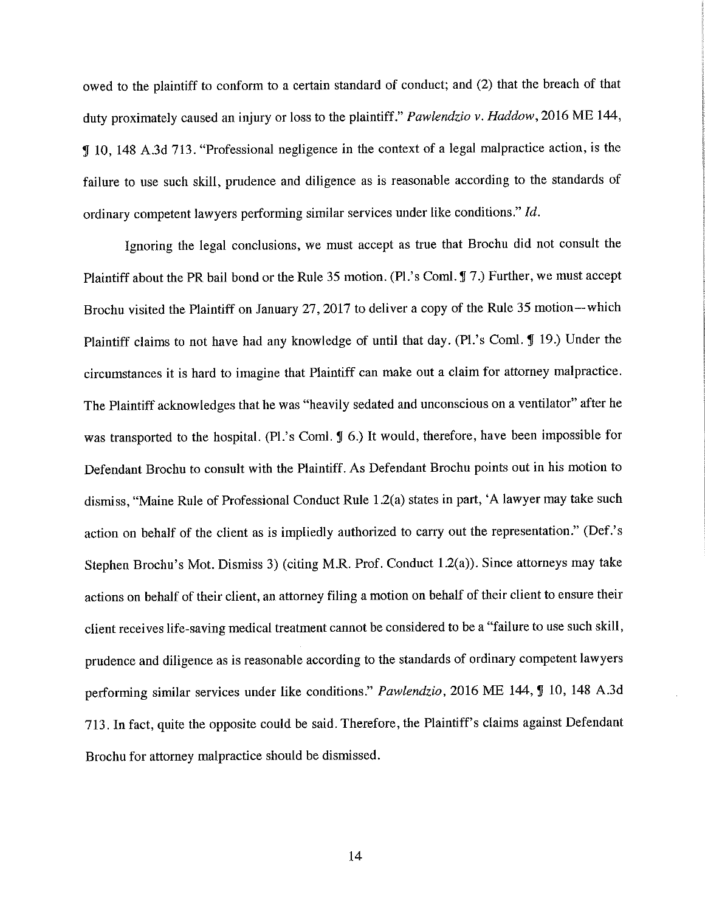owed to the plaintiff to conform to a certain standard of conduct; and (2) that the breach of that duty proximately caused an injury or loss to the plaintiff." *Pawlendzio v. Haddow*, 2016 ME 144, ¶ 10, 148 A.3d 713. "Professional negligence in the context of a legal malpractice action, is the failure to use such skill, prudence and diligence as is reasonable according to the standards of ordinary competent lawyers performing similar services under like conditions." *Id.*

Ignoring the legal conclusions, we must accept as true that Brochu did not consult the Plaintiff about the PR bail bond or the Rule 35 motion. (Pl.'s Coml. ¶ 7.) Further, we must accept Brochu visited the Plaintiff on January 27, 2017 to deliver a copy of the Rule 35 motion—which Plaintiff claims to not have had any knowledge of until that day. (Pl.'s Coml. ¶ 19.) Under the circumstances it is hard to imagine that Plaintiff can make out a claim for attorney malpractice. The Plaintiff acknowledges that he was "heavily sedated and unconscious on a ventilator" after he was transported to the hospital. (Pl.'s Coml. ¶ 6.) It would, therefore, have been impossible for Defendant Brochu to consult with the Plaintiff. As Defendant Brochu points out in his motion to dismiss, "Maine Rule of Professional Conduct Rule 1.2(a) states in part, 'A lawyer may take such action on behalf of the client as is impliedly authorized to carry out the representation." (Def.'s Stephen Brochu's Mot. Dismiss 3) (citing M.R. Prof. Conduct 1.2(a)). Since attorneys may take actions on behalf of their client, an attorney filing a motion on behalf of their client to ensure their client receives life-saving medical treatment cannot be considered to be a "failure to use such skill, prudence and diligence as is reasonable according to the standards of ordinary competent lawyers performing similar services under like conditions." *Pawlendzio*, 2016 ME 144, ¶ 10, 148 A.3d 713. In fact, quite the opposite could be said. Therefore, the Plaintiff's claims against Defendant Brochu for attorney malpractice should be dismissed.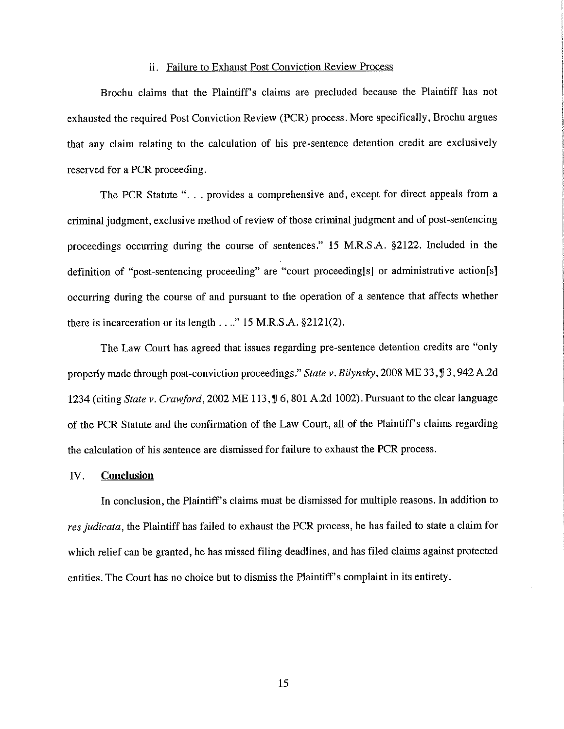### ii. Failure to Exhaust Post Conviction Review Process

Brochu claims that the Plaintiff's claims are precluded because the Plaintiff has not exhausted the required Post Conviction Review (PCR) process. More specifically, Brochu argues that any claim relating to the calculation of his pre-sentence detention credit are exclusively reserved for a PCR proceeding.

The PCR Statute ". . . provides a comprehensive and, except for direct appeals from a criminal judgment, exclusive method of review of those criminal judgment and of post-sentencing proceedings occurring during the course of sentences." 15 M.R.S.A. §2122. Included in the definition of "post-sentencing proceeding" are "court proceeding[s] or administrative action[s] occurring during the course of and pursuant to the operation of a sentence that affects whether there is incarceration or its length . . .." 15 M.R.S.A. §2121(2).

The Law Court has agreed that issues regarding pre-sentence detention credits are "only properly made through post-conviction proceedings." *State v. Bilynsky*, 2008 ME 33, ¶ 3, 942 A.2d 1234 (citing *State v. Crawford*, 2002 ME 113, ¶ 6, 801 A.2d 1002). Pursuant to the clear language of the PCR Statute and the confirmation of the Law Court, all of the Plaintiff's claims regarding the calculation of his sentence are dismissed for failure to exhaust the PCR process.

## IV. **Conclusion**

In conclusion, the Plaintiff's claims must be dismissed for multiple reasons. In addition to *res judicata*, the Plaintiff has failed to exhaust the PCR process, he has failed to state a claim for which relief can be granted, he has missed filing deadlines, and has filed claims against protected entities. The Court has no choice but to dismiss the Plaintiff's complaint in its entirety.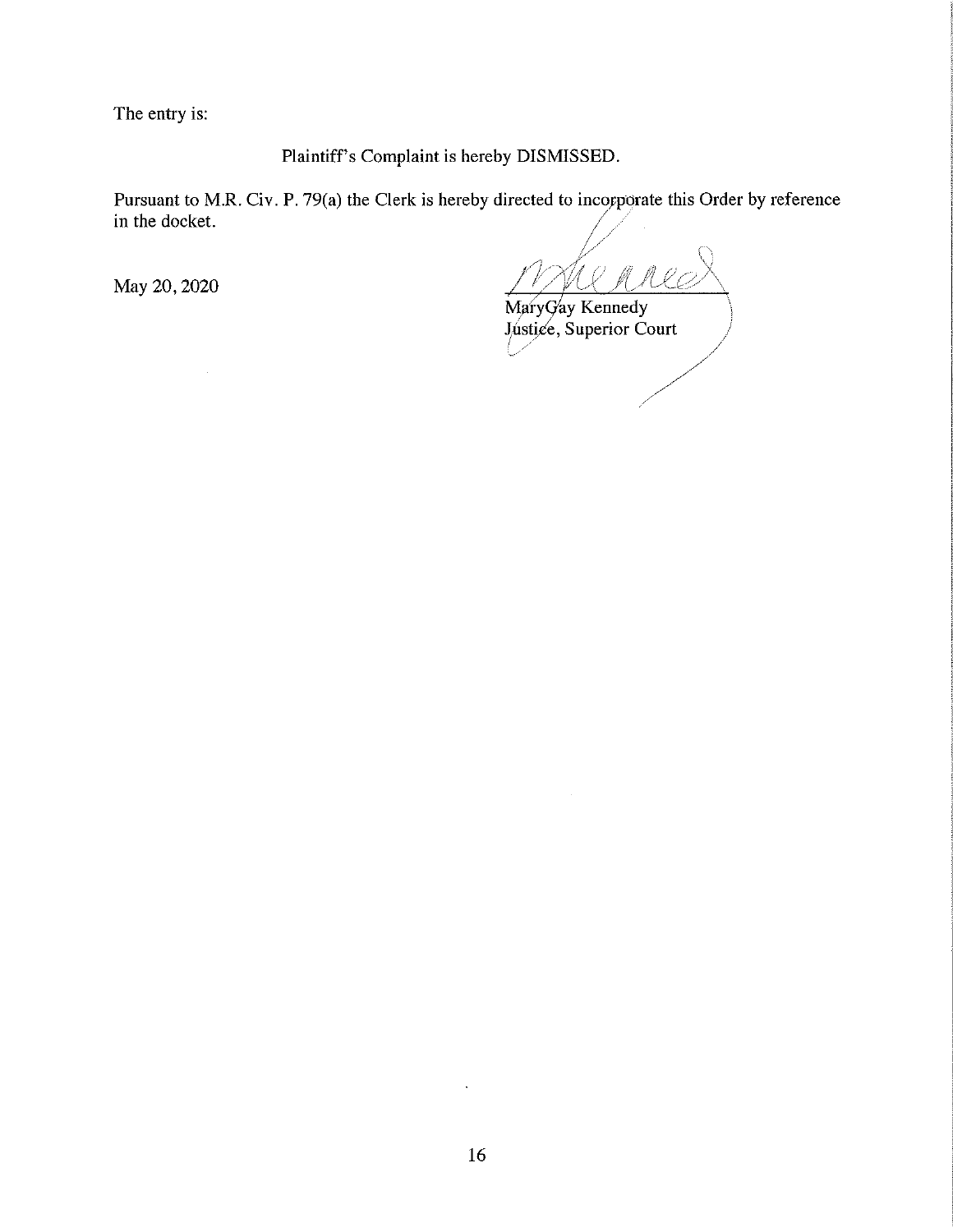The entry is:

Plaintiff's Complaint is hereby DISMISSED.

Pursuant to M.R. Civ. P. 79(a) the Clerk is hereby directed to incorporate this Order by reference in the docket.

May 20, 2020

MaryGay Kennedy
Justice, Superior Court